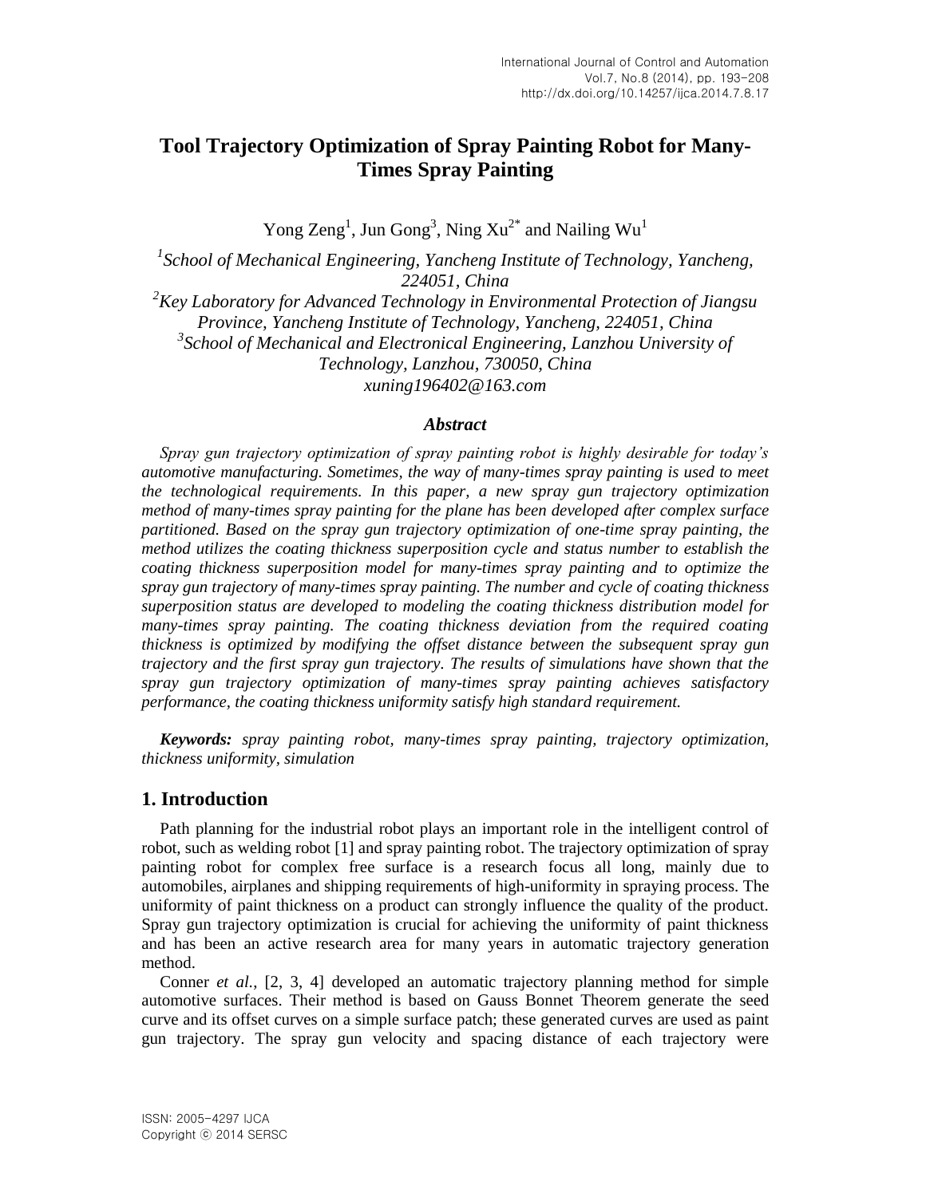# Tool Trajectory Optimization of Spray Painting Robot for Many-Times Spray Painting

Yong Zeng[1], Jun Gong[3], Ning Xu[2*] and Nailing Wu[1]

*[1]School of Mechanical Engineering, Yancheng Institute of Technology, Yancheng, 224051, China*
*[2]Key Laboratory for Advanced Technology in Environmental Protection of Jiangsu Province, Yancheng Institute of Technology, Yancheng, 224051, China*
*[3]School of Mechanical and Electronical Engineering, Lanzhou University of Technology, Lanzhou, 730050, China*
*xuning196402@163.com*

### *Abstract*

*Spray gun trajectory optimization of spray painting robot is highly desirable for today's automotive manufacturing. Sometimes, the way of many-times spray painting is used to meet the technological requirements. In this paper, a new spray gun trajectory optimization method of many-times spray painting for the plane has been developed after complex surface partitioned. Based on the spray gun trajectory optimization of one-time spray painting, the method utilizes the coating thickness superposition cycle and status number to establish the coating thickness superposition model for many-times spray painting and to optimize the spray gun trajectory of many-times spray painting. The number and cycle of coating thickness superposition status are developed to modeling the coating thickness distribution model for many-times spray painting. The coating thickness deviation from the required coating thickness is optimized by modifying the offset distance between the subsequent spray gun trajectory and the first spray gun trajectory. The results of simulations have shown that the spray gun trajectory optimization of many-times spray painting achieves satisfactory performance, the coating thickness uniformity satisfy high standard requirement.*

***Keywords:*** *spray painting robot, many-times spray painting, trajectory optimization, thickness uniformity, simulation*

## 1. Introduction

Path planning for the industrial robot plays an important role in the intelligent control of robot, such as welding robot [1] and spray painting robot. The trajectory optimization of spray painting robot for complex free surface is a research focus all long, mainly due to automobiles, airplanes and shipping requirements of high-uniformity in spraying process. The uniformity of paint thickness on a product can strongly influence the quality of the product. Spray gun trajectory optimization is crucial for achieving the uniformity of paint thickness and has been an active research area for many years in automatic trajectory generation method.

Conner *et al.*, [2, 3, 4] developed an automatic trajectory planning method for simple automotive surfaces. Their method is based on Gauss Bonnet Theorem generate the seed curve and its offset curves on a simple surface patch; these generated curves are used as paint gun trajectory. The spray gun velocity and spacing distance of each trajectory were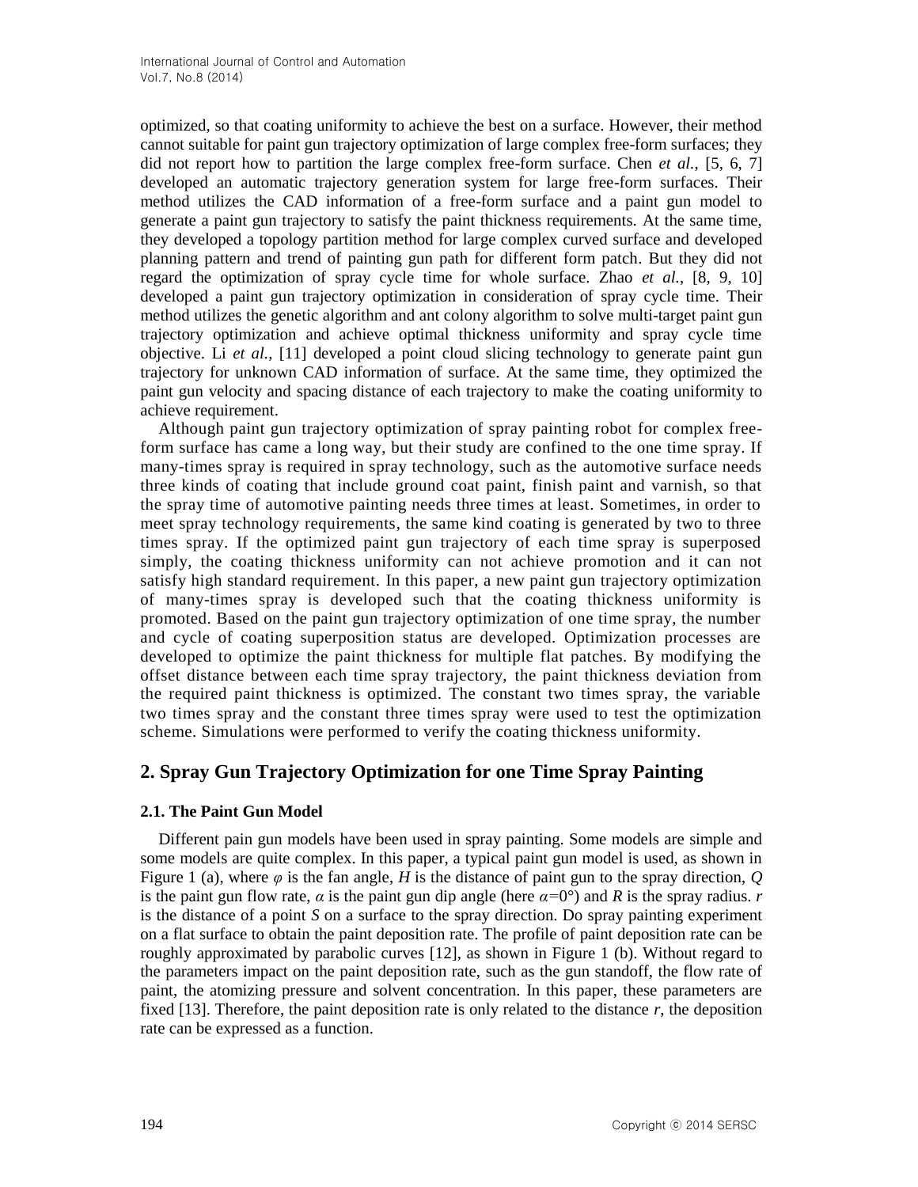optimized, so that coating uniformity to achieve the best on a surface. However, their method cannot suitable for paint gun trajectory optimization of large complex free-form surfaces; they did not report how to partition the large complex free-form surface. Chen *et al.*, [5, 6, 7] developed an automatic trajectory generation system for large free-form surfaces. Their method utilizes the CAD information of a free-form surface and a paint gun model to generate a paint gun trajectory to satisfy the paint thickness requirements. At the same time, they developed a topology partition method for large complex curved surface and developed planning pattern and trend of painting gun path for different form patch. But they did not regard the optimization of spray cycle time for whole surface. Zhao *et al.*, [8, 9, 10] developed a paint gun trajectory optimization in consideration of spray cycle time. Their method utilizes the genetic algorithm and ant colony algorithm to solve multi-target paint gun trajectory optimization and achieve optimal thickness uniformity and spray cycle time objective. Li *et al.*, [11] developed a point cloud slicing technology to generate paint gun trajectory for unknown CAD information of surface. At the same time, they optimized the paint gun velocity and spacing distance of each trajectory to make the coating uniformity to achieve requirement.

Although paint gun trajectory optimization of spray painting robot for complex free-form surface has came a long way, but their study are confined to the one time spray. If many-times spray is required in spray technology, such as the automotive surface needs three kinds of coating that include ground coat paint, finish paint and varnish, so that the spray time of automotive painting needs three times at least. Sometimes, in order to meet spray technology requirements, the same kind coating is generated by two to three times spray. If the optimized paint gun trajectory of each time spray is superposed simply, the coating thickness uniformity can not achieve promotion and it can not satisfy high standard requirement. In this paper, a new paint gun trajectory optimization of many-times spray is developed such that the coating thickness uniformity is promoted. Based on the paint gun trajectory optimization of one time spray, the number and cycle of coating superposition status are developed. Optimization processes are developed to optimize the paint thickness for multiple flat patches. By modifying the offset distance between each time spray trajectory, the paint thickness deviation from the required paint thickness is optimized. The constant two times spray, the variable two times spray and the constant three times spray were used to test the optimization scheme. Simulations were performed to verify the coating thickness uniformity.

## 2. Spray Gun Trajectory Optimization for one Time Spray Painting

### 2.1. The Paint Gun Model

Different pain gun models have been used in spray painting. Some models are simple and some models are quite complex. In this paper, a typical paint gun model is used, as shown in Figure 1 (a), where $\varphi$ is the fan angle, $H$ is the distance of paint gun to the spray direction, $Q$ is the paint gun flow rate, $\alpha$ is the paint gun dip angle (here $\alpha$=0°) and $R$ is the spray radius. $r$ is the distance of a point $S$ on a surface to the spray direction. Do spray painting experiment on a flat surface to obtain the paint deposition rate. The profile of paint deposition rate can be roughly approximated by parabolic curves [12], as shown in Figure 1 (b). Without regard to the parameters impact on the paint deposition rate, such as the gun standoff, the flow rate of paint, the atomizing pressure and solvent concentration. In this paper, these parameters are fixed [13]. Therefore, the paint deposition rate is only related to the distance $r$, the deposition rate can be expressed as a function.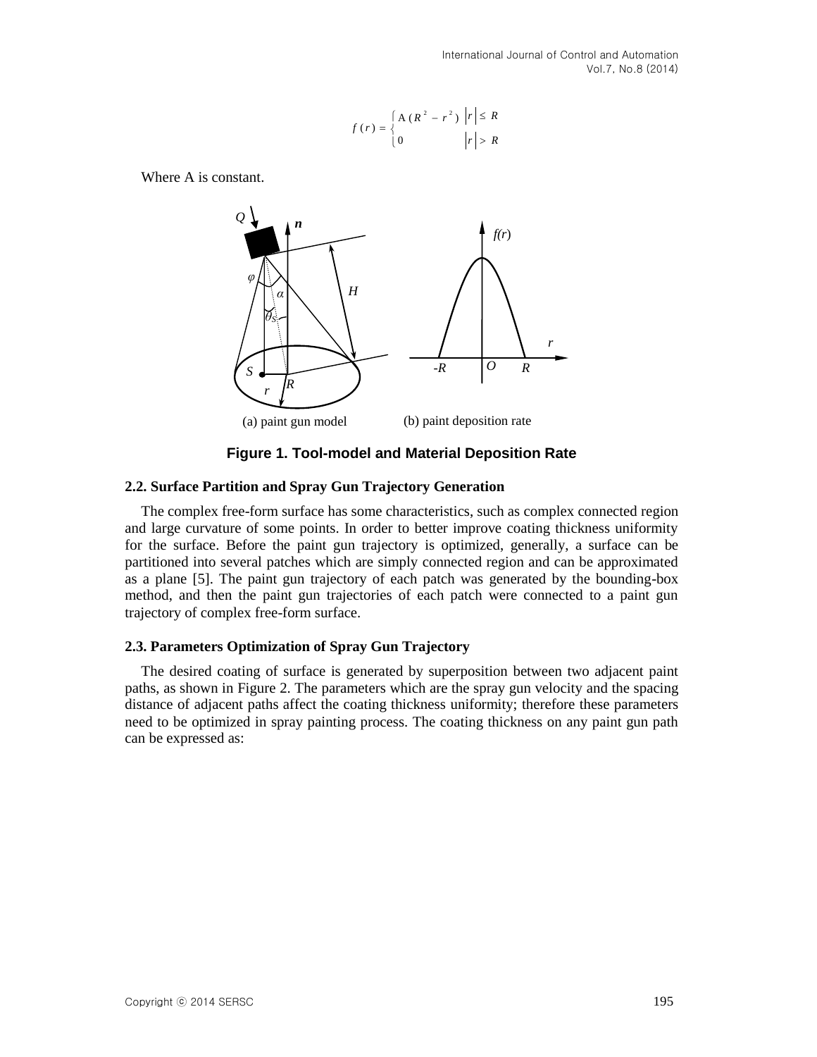$$
f(r) = \begin{cases} A(R^2 - r^2) & |r| \le R \\ 0 & |r| > R \end{cases}
$$

Where A is constant.

(a) paint gun model (b) paint deposition rate

**Figure 1. Tool-model and Material Deposition Rate**

### 2.2. Surface Partition and Spray Gun Trajectory Generation

The complex free-form surface has some characteristics, such as complex connected region and large curvature of some points. In order to better improve coating thickness uniformity for the surface. Before the paint gun trajectory is optimized, generally, a surface can be partitioned into several patches which are simply connected region and can be approximated as a plane [5]. The paint gun trajectory of each patch was generated by the bounding-box method, and then the paint gun trajectories of each patch were connected to a paint gun trajectory of complex free-form surface.

### 2.3. Parameters Optimization of Spray Gun Trajectory

The desired coating of surface is generated by superposition between two adjacent paint paths, as shown in Figure 2. The parameters which are the spray gun velocity and the spacing distance of adjacent paths affect the coating thickness uniformity; therefore these parameters need to be optimized in spray painting process. The coating thickness on any paint gun path can be expressed as: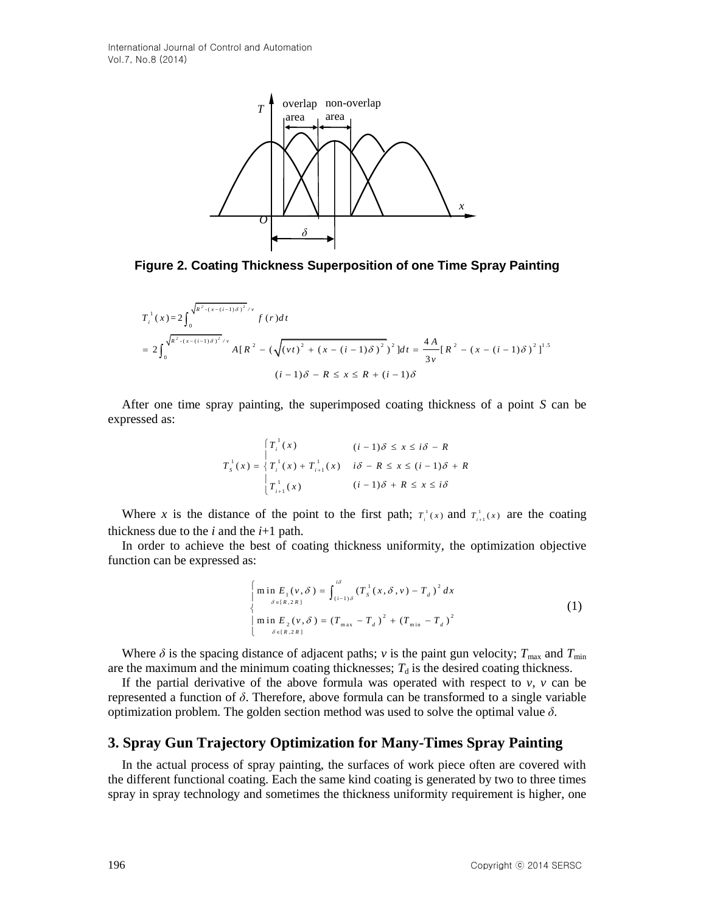Figure 2. Coating Thickness Superposition of one Time Spray Painting

$$T_i^1(x) = 2\int_0^{\sqrt{R^2-(x-(i-1)\delta)^2}/v} f(r)dt$$

$$= 2\int_0^{\sqrt{R^2-(x-(i-1)\delta)^2}/v} A[R^2 - (\sqrt{(vt)^2 + (x-(i-1)\delta)^2})^2]dt = \frac{4A}{3v}[R^2 - (x-(i-1)\delta)^2]^{1.5}$$

$$(i-1)\delta - R \le x \le R + (i-1)\delta$$

After one time spray painting, the superimposed coating thickness of a point $S$ can be expressed as:

$$T_S^1(x) = \begin{cases} T_i^1(x) & (i-1)\delta \le x \le i\delta - R \\ T_i^1(x) + T_{i+1}^1(x) & i\delta - R \le x \le (i-1)\delta + R \\ T_{i+1}^1(x) & (i-1)\delta + R \le x \le i\delta \end{cases}$$

Where $x$ is the distance of the point to the first path; $T_i^1(x)$ and $T_{i+1}^1(x)$ are the coating thickness due to the $i$ and the $i$+1 path.

In order to achieve the best of coating thickness uniformity, the optimization objective function can be expressed as:

$$\begin{cases} \min\limits_{\delta \in [R,2R]} E_1(v,\delta) = \int_{(i-1)\delta}^{i\delta} (T_S^1(x,\delta,v) - T_d)^2 dx \\ \min\limits_{\delta \in [R,2R]} E_2(v,\delta) = (T_{\max} - T_d)^2 + (T_{\min} - T_d)^2 \end{cases} \tag{1}$$

Where $\delta$ is the spacing distance of adjacent paths; $v$ is the paint gun velocity; $T_{\max}$ and $T_{\min}$ are the maximum and the minimum coating thicknesses; $T_d$ is the desired coating thickness.

If the partial derivative of the above formula was operated with respect to $v$, $v$ can be represented a function of $\delta$. Therefore, above formula can be transformed to a single variable optimization problem. The golden section method was used to solve the optimal value $\delta$.

## 3. Spray Gun Trajectory Optimization for Many-Times Spray Painting

In the actual process of spray painting, the surfaces of work piece often are covered with the different functional coating. Each the same kind coating is generated by two to three times spray in spray technology and sometimes the thickness uniformity requirement is higher, one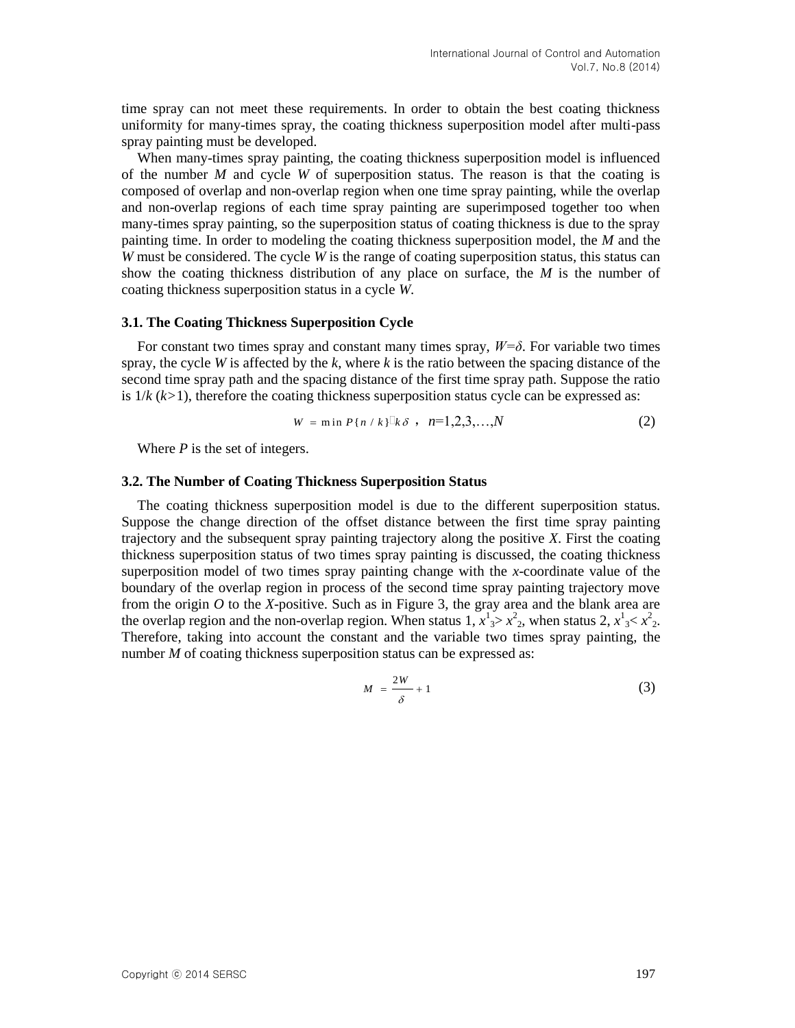time spray can not meet these requirements. In order to obtain the best coating thickness uniformity for many-times spray, the coating thickness superposition model after multi-pass spray painting must be developed.

When many-times spray painting, the coating thickness superposition model is influenced of the number *M* and cycle *W* of superposition status. The reason is that the coating is composed of overlap and non-overlap region when one time spray painting, while the overlap and non-overlap regions of each time spray painting are superimposed together too when many-times spray painting, so the superposition status of coating thickness is due to the spray painting time. In order to modeling the coating thickness superposition model, the *M* and the *W* must be considered. The cycle *W* is the range of coating superposition status, this status can show the coating thickness distribution of any place on surface, the *M* is the number of coating thickness superposition status in a cycle *W*.

### 3.1. The Coating Thickness Superposition Cycle

For constant two times spray and constant many times spray, $W=\delta$. For variable two times spray, the cycle *W* is affected by the *k*, where *k* is the ratio between the spacing distance of the second time spray path and the spacing distance of the first time spray path. Suppose the ratio is $1/k$ ($k>1$), therefore the coating thickness superposition status cycle can be expressed as:

$$W = \min P\{n/k\} \cdot k\delta, \quad n=1,2,3,\ldots,N \tag{2}$$

Where *P* is the set of integers.

### 3.2. The Number of Coating Thickness Superposition Status

The coating thickness superposition model is due to the different superposition status. Suppose the change direction of the offset distance between the first time spray painting trajectory and the subsequent spray painting trajectory along the positive *X*. First the coating thickness superposition status of two times spray painting is discussed, the coating thickness superposition model of two times spray painting change with the *x*-coordinate value of the boundary of the overlap region in process of the second time spray painting trajectory move from the origin *O* to the *X*-positive. Such as in Figure 3, the gray area and the blank area are the overlap region and the non-overlap region. When status 1, $x^1_3 > x^2_2$, when status 2, $x^1_3 < x^2_2$. Therefore, taking into account the constant and the variable two times spray painting, the number *M* of coating thickness superposition status can be expressed as:

$$M = \frac{2W}{\delta} + 1 \tag{3}$$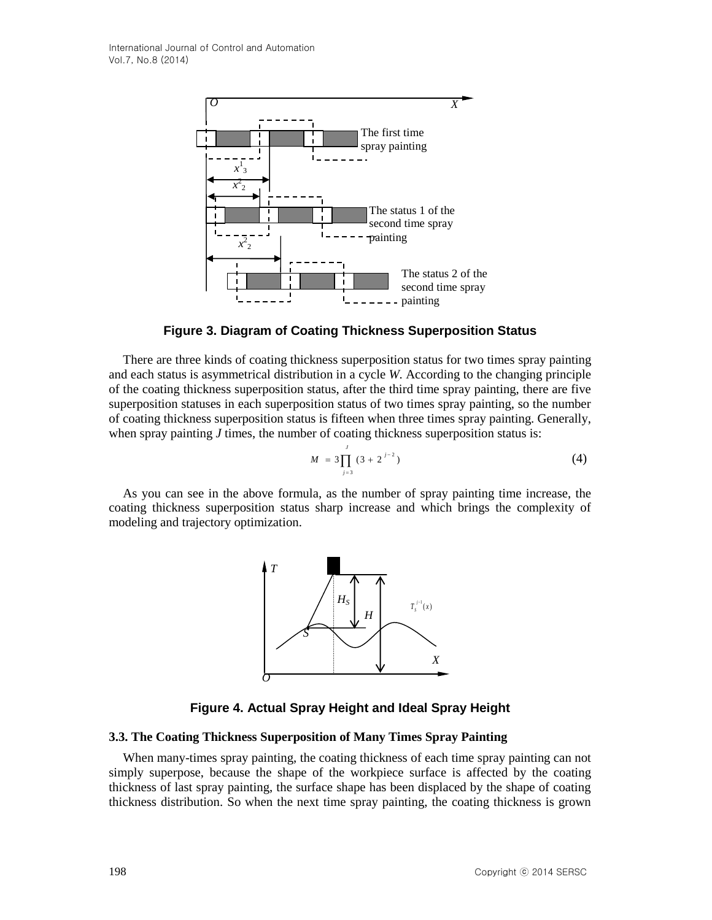Figure 3. Diagram of Coating Thickness Superposition Status

There are three kinds of coating thickness superposition status for two times spray painting and each status is asymmetrical distribution in a cycle *W*. According to the changing principle of the coating thickness superposition status, after the third time spray painting, there are five superposition statuses in each superposition status of two times spray painting, so the number of coating thickness superposition status is fifteen when three times spray painting. Generally, when spray painting *J* times, the number of coating thickness superposition status is:

$$M = 3\prod_{j=3}^{J}(3+2^{j-2}) \tag{4}$$

As you can see in the above formula, as the number of spray painting time increase, the coating thickness superposition status sharp increase and which brings the complexity of modeling and trajectory optimization.

Figure 4. Actual Spray Height and Ideal Spray Height

### 3.3. The Coating Thickness Superposition of Many Times Spray Painting

When many-times spray painting, the coating thickness of each time spray painting can not simply superpose, because the shape of the workpiece surface is affected by the coating thickness of last spray painting, the surface shape has been displaced by the shape of coating thickness distribution. So when the next time spray painting, the coating thickness is grown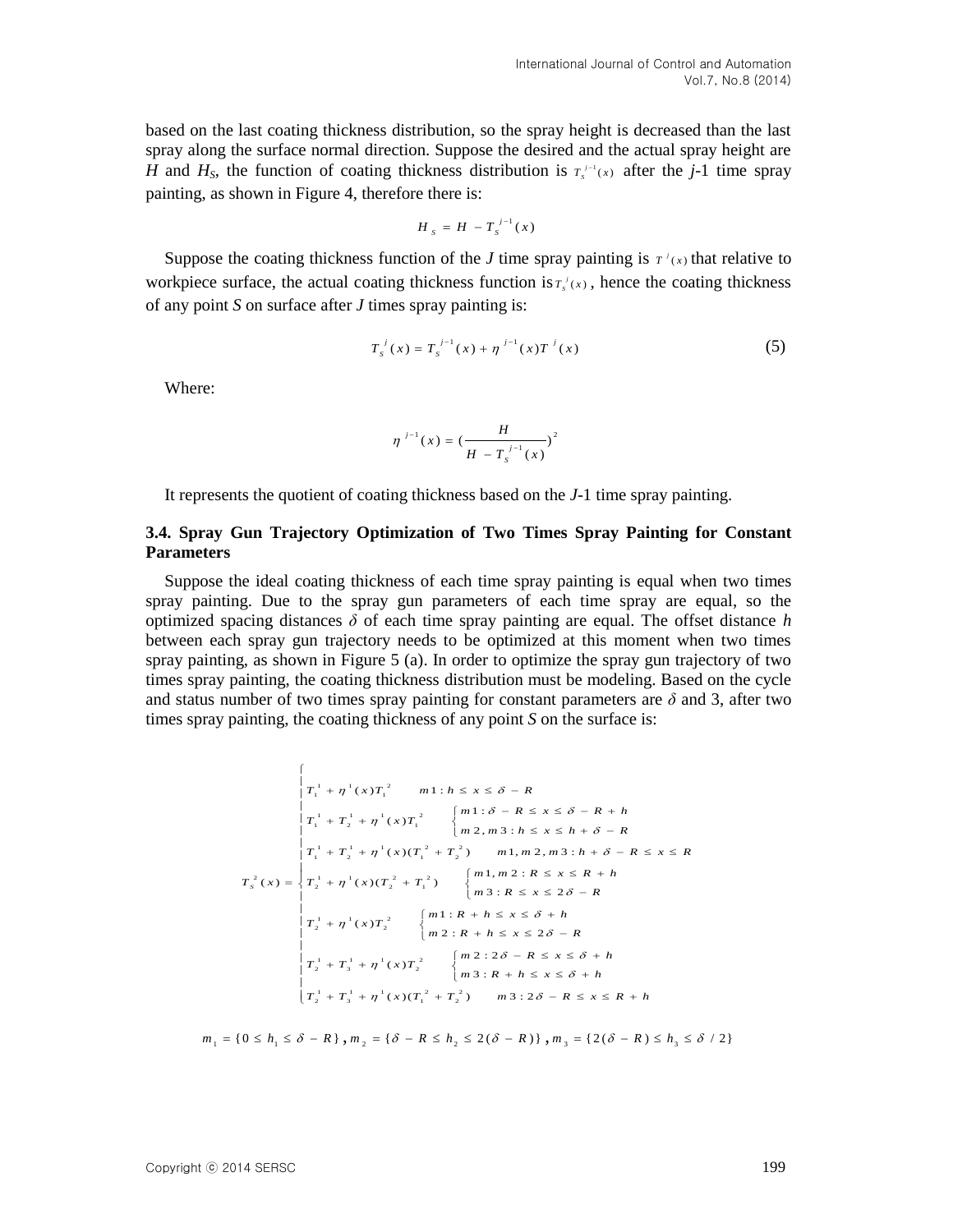based on the last coating thickness distribution, so the spray height is decreased than the last spray along the surface normal direction. Suppose the desired and the actual spray height are $H$ and $H_S$, the function of coating thickness distribution is $T_S^{j-1}(x)$ after the $j$-1 time spray painting, as shown in Figure 4, therefore there is:

$$H_S = H - T_S^{j-1}(x)$$

Suppose the coating thickness function of the $J$ time spray painting is $T^j(x)$ that relative to workpiece surface, the actual coating thickness function is $T_S^j(x)$, hence the coating thickness of any point $S$ on surface after $J$ times spray painting is:

$$T_S^j(x) = T_S^{j-1}(x) + \eta^{j-1}(x) T^j(x) \tag{5}$$

Where:

$$\eta^{j-1}(x) = \left(\frac{H}{H - T_S^{j-1}(x)}\right)^2$$

It represents the quotient of coating thickness based on the $J$-1 time spray painting.

### 3.4. Spray Gun Trajectory Optimization of Two Times Spray Painting for Constant Parameters

Suppose the ideal coating thickness of each time spray painting is equal when two times spray painting. Due to the spray gun parameters of each time spray are equal, so the optimized spacing distances $\delta$ of each time spray painting are equal. The offset distance $h$ between each spray gun trajectory needs to be optimized at this moment when two times spray painting, as shown in Figure 5 (a). In order to optimize the spray gun trajectory of two times spray painting, the coating thickness distribution must be modeling. Based on the cycle and status number of two times spray painting for constant parameters are $\delta$ and 3, after two times spray painting, the coating thickness of any point $S$ on the surface is:

$$T_S^2(x) = \begin{cases} T_1^1 + \eta^1(x) T_1^2 & m1: h \le x \le \delta - R \\ T_1^1 + T_2^1 + \eta^1(x) T_1^2 & \begin{cases} m1: \delta - R \le x \le \delta - R + h \\ m2, m3: h \le x \le h + \delta - R \end{cases} \\ T_1^1 + T_2^1 + \eta^1(x)(T_1^2 + T_2^2) & m1, m2, m3: h + \delta - R \le x \le R \\ T_2^1 + \eta^1(x)(T_2^2 + T_1^2) & \begin{cases} m1, m2: R \le x \le R + h \\ m3: R \le x \le 2\delta - R \end{cases} \\ T_2^1 + \eta^1(x) T_2^2 & \begin{cases} m1: R + h \le x \le \delta + h \\ m2: R + h \le x \le 2\delta - R \end{cases} \\ T_2^1 + T_3^1 + \eta^1(x) T_2^2 & \begin{cases} m2: 2\delta - R \le x \le \delta + h \\ m3: R + h \le x \le \delta + h \end{cases} \\ T_2^1 + T_3^1 + \eta^1(x)(T_1^2 + T_2^2) & m3: 2\delta - R \le x \le R + h \end{cases}$$

$$m_1 = \{0 \le h_1 \le \delta - R\},\ m_2 = \{\delta - R \le h_2 \le 2(\delta - R)\},\ m_3 = \{2(\delta - R) \le h_3 \le \delta / 2\}$$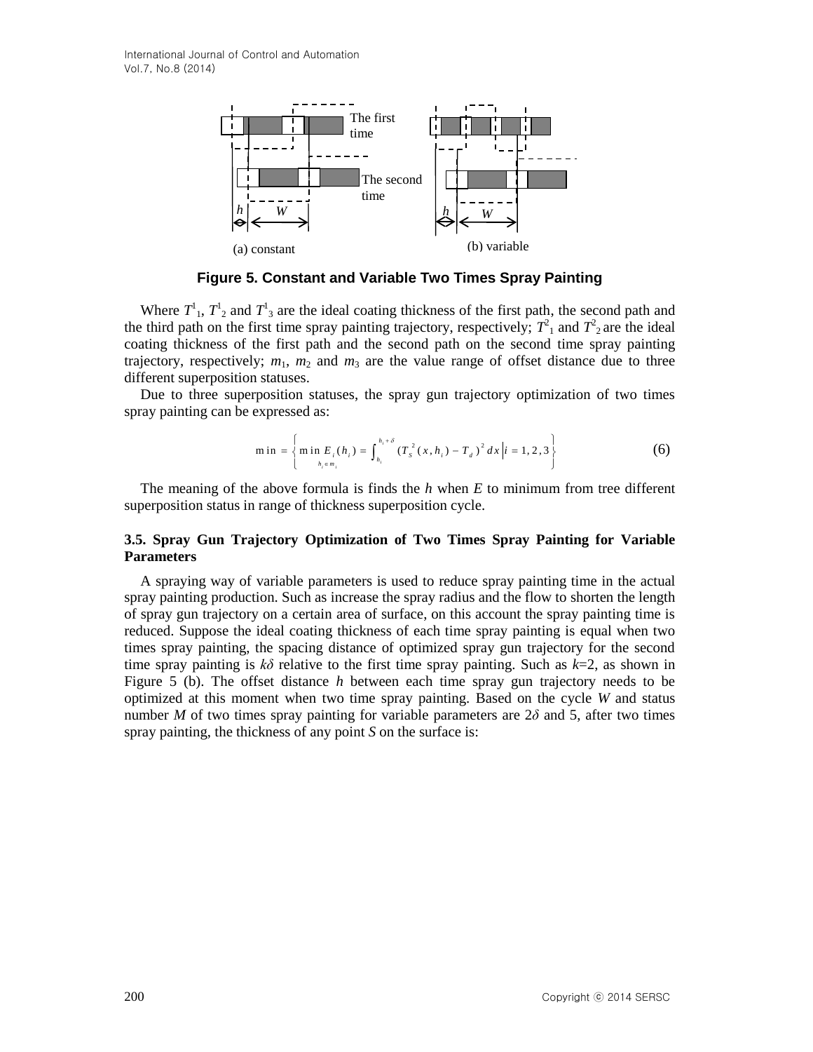The first time

The second time

$h$ $W$

(a) constant

$h$ $W$

(b) variable

**Figure 5. Constant and Variable Two Times Spray Painting**

Where $T^1_1$, $T^1_2$ and $T^1_3$ are the ideal coating thickness of the first path, the second path and the third path on the first time spray painting trajectory, respectively; $T^2_1$ and $T^2_2$ are the ideal coating thickness of the first path and the second path on the second time spray painting trajectory, respectively; $m_1$, $m_2$ and $m_3$ are the value range of offset distance due to three different superposition statuses.

Due to three superposition statuses, the spray gun trajectory optimization of two times spray painting can be expressed as:

$$\min = \left\{ \min_{h_i \in m_i} E_i(h_i) = \int_{h_i}^{h_i+\delta} (T_S^2(x,h_i) - T_d)^2 dx \,\middle|\, i = 1,2,3 \right\} \tag{6}$$

The meaning of the above formula is finds the $h$ when $E$ to minimum from tree different superposition status in range of thickness superposition cycle.

### 3.5. Spray Gun Trajectory Optimization of Two Times Spray Painting for Variable Parameters

A spraying way of variable parameters is used to reduce spray painting time in the actual spray painting production. Such as increase the spray radius and the flow to shorten the length of spray gun trajectory on a certain area of surface, on this account the spray painting time is reduced. Suppose the ideal coating thickness of each time spray painting is equal when two times spray painting, the spacing distance of optimized spray gun trajectory for the second time spray painting is $k\delta$ relative to the first time spray painting. Such as $k$=2, as shown in Figure 5 (b). The offset distance $h$ between each time spray gun trajectory needs to be optimized at this moment when two time spray painting. Based on the cycle $W$ and status number $M$ of two times spray painting for variable parameters are $2\delta$ and 5, after two times spray painting, the thickness of any point $S$ on the surface is: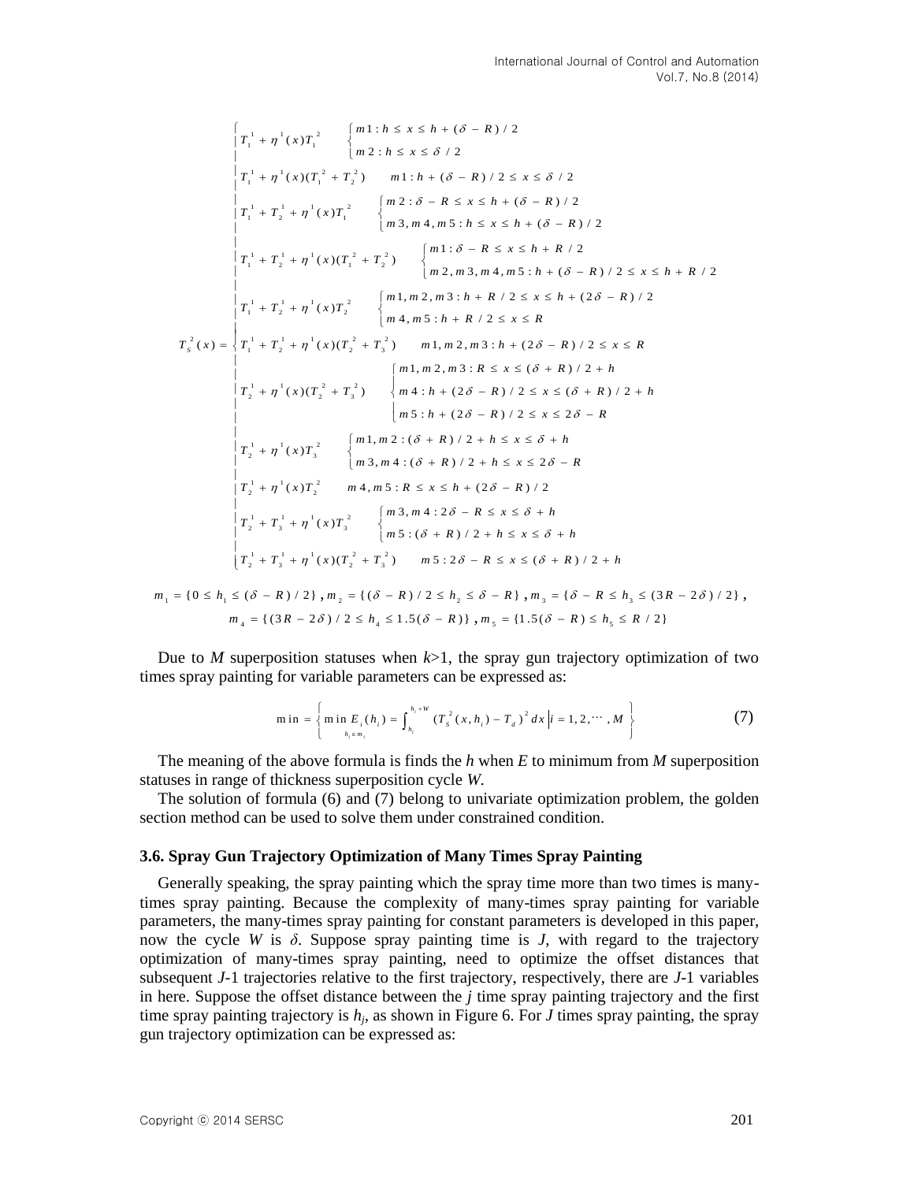$$
T_S^2(x) = \begin{cases}
T_1^1 + \eta^1(x) T_1^2 & \begin{cases} m1: h \le x \le h + (\delta - R)/2 \\ m2: h \le x \le \delta/2 \end{cases} \\
T_1^1 + \eta^1(x)(T_1^2 + T_2^2) & m1: h + (\delta - R)/2 \le x \le \delta/2 \\
T_1^1 + T_2^1 + \eta^1(x) T_1^2 & \begin{cases} m2: \delta - R \le x \le h + (\delta - R)/2 \\ m3, m4, m5: h \le x \le h + (\delta - R)/2 \end{cases} \\
T_1^1 + T_2^1 + \eta^1(x)(T_1^2 + T_2^2) & \begin{cases} m1: \delta - R \le x \le h + R/2 \\ m2, m3, m4, m5: h + (\delta - R)/2 \le x \le h + R/2 \end{cases} \\
T_1^1 + T_2^1 + \eta^1(x) T_2^2 & \begin{cases} m1, m2, m3: h + R/2 \le x \le h + (2\delta - R)/2 \\ m4, m5: h + R/2 \le x \le R \end{cases} \\
T_1^1 + T_2^1 + \eta^1(x)(T_2^2 + T_3^2) & m1, m2, m3: h + (2\delta - R)/2 \le x \le R \\
T_2^1 + \eta^1(x)(T_2^2 + T_3^2) & \begin{cases} m1, m2, m3: R \le x \le (\delta + R)/2 + h \\ m4: h + (2\delta - R)/2 \le x \le (\delta + R)/2 + h \\ m5: h + (2\delta - R)/2 \le x \le 2\delta - R \end{cases} \\
T_2^1 + \eta^1(x) T_3^2 & \begin{cases} m1, m2: (\delta + R)/2 + h \le x \le \delta + h \\ m3, m4: (\delta + R)/2 + h \le x \le 2\delta - R \end{cases} \\
T_2^1 + \eta^1(x) T_2^2 & m4, m5: R \le x \le h + (2\delta - R)/2 \\
T_2^1 + T_3^1 + \eta^1(x) T_3^2 & \begin{cases} m3, m4: 2\delta - R \le x \le \delta + h \\ m5: (\delta + R)/2 + h \le x \le \delta + h \end{cases} \\
T_2^1 + T_3^1 + \eta^1(x)(T_2^2 + T_3^2) & m5: 2\delta - R \le x \le (\delta + R)/2 + h
\end{cases}
$$

$m_1 = \{0 \le h_1 \le (\delta - R)/2\}$, $m_2 = \{(\delta - R)/2 \le h_2 \le \delta - R\}$, $m_3 = \{\delta - R \le h_3 \le (3R - 2\delta)/2\}$,

$m_4 = \{(3R - 2\delta)/2 \le h_4 \le 1.5(\delta - R)\}$, $m_5 = \{1.5(\delta - R) \le h_5 \le R/2\}$

Due to $M$ superposition statuses when $k>1$, the spray gun trajectory optimization of two times spray painting for variable parameters can be expressed as:

$$
\min = \left\{ \min_{h_i \in m_i} E_i(h_i) = \int_{h_i}^{h_i + W} (T_S^2(x, h_i) - T_d)^2 dx \,\middle|\, i = 1, 2, \cdots, M \right\} \tag{7}
$$

The meaning of the above formula is finds the $h$ when $E$ to minimum from $M$ superposition statuses in range of thickness superposition cycle $W$.

The solution of formula (6) and (7) belong to univariate optimization problem, the golden section method can be used to solve them under constrained condition.

### 3.6. Spray Gun Trajectory Optimization of Many Times Spray Painting

Generally speaking, the spray painting which the spray time more than two times is many-times spray painting. Because the complexity of many-times spray painting for variable parameters, the many-times spray painting for constant parameters is developed in this paper, now the cycle $W$ is $\delta$. Suppose spray painting time is $J$, with regard to the trajectory optimization of many-times spray painting, need to optimize the offset distances that subsequent $J$-1 trajectories relative to the first trajectory, respectively, there are $J$-1 variables in here. Suppose the offset distance between the $j$ time spray painting trajectory and the first time spray painting trajectory is $h_j$, as shown in Figure 6. For $J$ times spray painting, the spray gun trajectory optimization can be expressed as: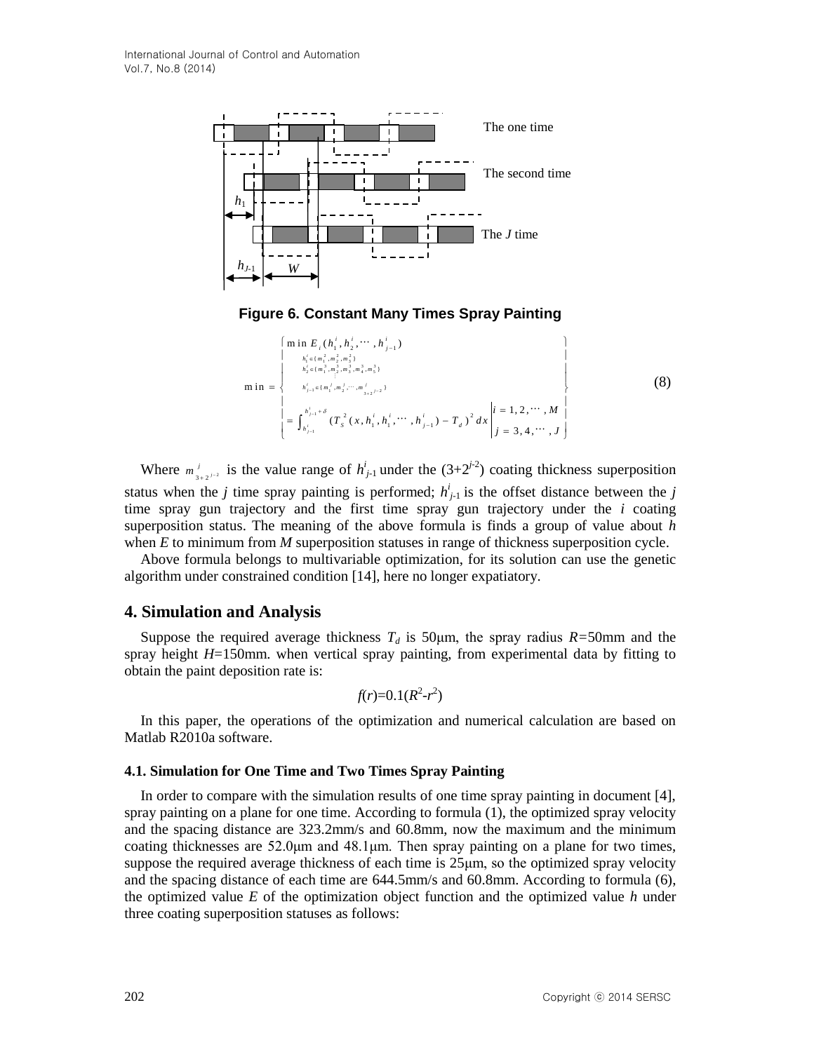**Figure 6. Constant Many Times Spray Painting**

$$
\min = \left\{ \begin{array}{l} \min\limits_{\substack{h_1^i \in \{m_1^2, m_2^2, m_3^2\} \\ h_2^i \in \{m_1^3, m_2^3, m_3^3, m_4^3, m_5^3\} \\ \vdots \\ h_{j-1}^i \in \{m_1^j, m_2^j, \cdots, m_{3+2^{j-2}}^j\}}} E_i(h_1^i, h_2^i, \cdots, h_{j-1}^i) \\ = \int_{h_{j-1}^i}^{h_{j-1}^i+\delta} (T_S^{\,2}(x, h_1^i, h_1^i, \cdots, h_{j-1}^i) - T_d)^2 dx \end{array} \left| \begin{array}{l} i = 1, 2, \cdots, M \\ j = 3, 4, \cdots, J \end{array} \right. \right\} \tag{8}
$$

Where $m^j_{3+2^{j-2}}$ is the value range of $h^i_{j-1}$ under the $(3+2^{j-2})$ coating thickness superposition status when the $j$ time spray painting is performed; $h^i_{j-1}$ is the offset distance between the $j$ time spray gun trajectory and the first time spray gun trajectory under the $i$ coating superposition status. The meaning of the above formula is finds a group of value about $h$ when $E$ to minimum from $M$ superposition statuses in range of thickness superposition cycle.

Above formula belongs to multivariable optimization, for its solution can use the genetic algorithm under constrained condition [14], here no longer expatiatory.

## 4. Simulation and Analysis

Suppose the required average thickness $T_d$ is 50μm, the spray radius $R$=50mm and the spray height $H$=150mm. when vertical spray painting, from experimental data by fitting to obtain the paint deposition rate is:

$$f(r)=0.1(R^2-r^2)$$

In this paper, the operations of the optimization and numerical calculation are based on Matlab R2010a software.

### 4.1. Simulation for One Time and Two Times Spray Painting

In order to compare with the simulation results of one time spray painting in document [4], spray painting on a plane for one time. According to formula (1), the optimized spray velocity and the spacing distance are 323.2mm/s and 60.8mm, now the maximum and the minimum coating thicknesses are 52.0μm and 48.1μm. Then spray painting on a plane for two times, suppose the required average thickness of each time is 25μm, so the optimized spray velocity and the spacing distance of each time are 644.5mm/s and 60.8mm. According to formula (6), the optimized value $E$ of the optimization object function and the optimized value $h$ under three coating superposition statuses as follows: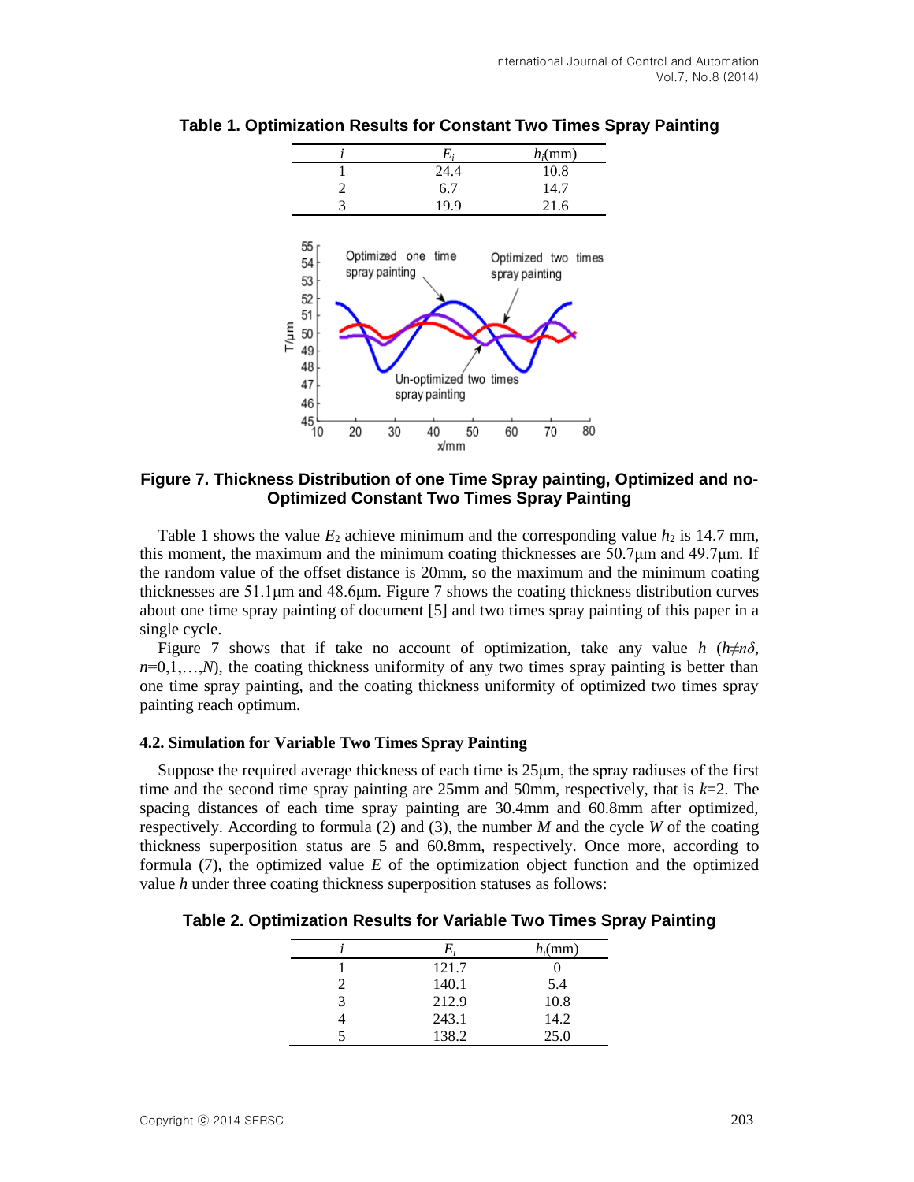**Table 1. Optimization Results for Constant Two Times Spray Painting**

| $i$ | $E_i$ | $h_i$(mm) |
|---|---|---|
| 1 | 24.4 | 10.8 |
| 2 | 6.7 | 14.7 |
| 3 | 19.9 | 21.6 |

**Figure 7. Thickness Distribution of one Time Spray painting, Optimized and no-Optimized Constant Two Times Spray Painting**

Table 1 shows the value $E_2$ achieve minimum and the corresponding value $h_2$ is 14.7 mm, this moment, the maximum and the minimum coating thicknesses are 50.7μm and 49.7μm. If the random value of the offset distance is 20mm, so the maximum and the minimum coating thicknesses are 51.1μm and 48.6μm. Figure 7 shows the coating thickness distribution curves about one time spray painting of document [5] and two times spray painting of this paper in a single cycle.

Figure 7 shows that if take no account of optimization, take any value $h$ ($h \neq n\delta$, $n=0,1,\ldots,N$), the coating thickness uniformity of any two times spray painting is better than one time spray painting, and the coating thickness uniformity of optimized two times spray painting reach optimum.

### 4.2. Simulation for Variable Two Times Spray Painting

Suppose the required average thickness of each time is 25μm, the spray radiuses of the first time and the second time spray painting are 25mm and 50mm, respectively, that is $k$=2. The spacing distances of each time spray painting are 30.4mm and 60.8mm after optimized, respectively. According to formula (2) and (3), the number $M$ and the cycle $W$ of the coating thickness superposition status are 5 and 60.8mm, respectively. Once more, according to formula (7), the optimized value $E$ of the optimization object function and the optimized value $h$ under three coating thickness superposition statuses as follows:

**Table 2. Optimization Results for Variable Two Times Spray Painting**

| $i$ | $E_i$ | $h_i$(mm) |
|---|---|---|
| 1 | 121.7 | 0 |
| 2 | 140.1 | 5.4 |
| 3 | 212.9 | 10.8 |
| 4 | 243.1 | 14.2 |
| 5 | 138.2 | 25.0 |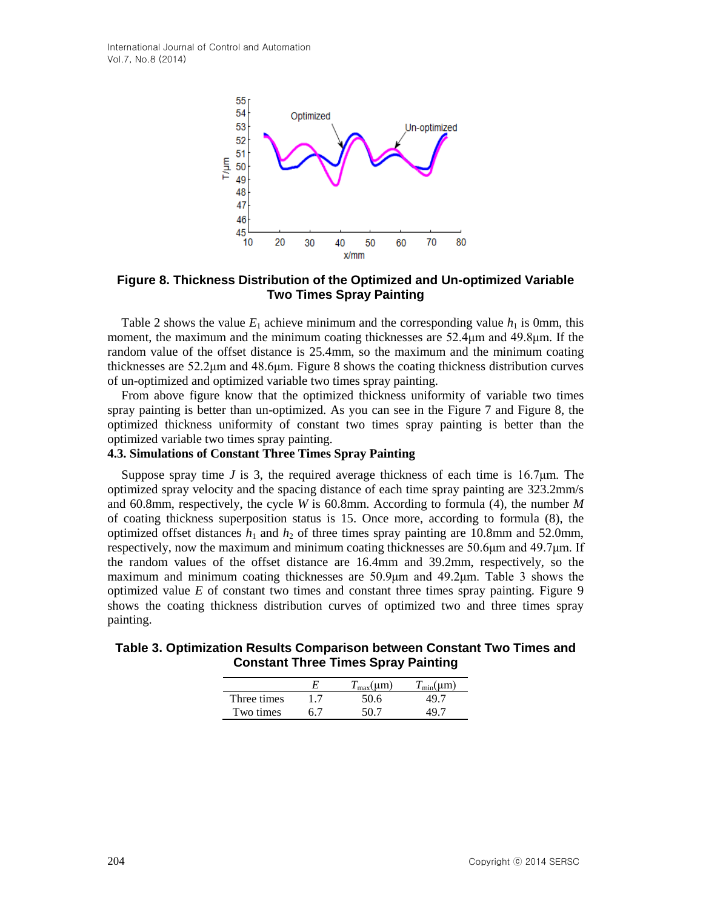**Figure 8. Thickness Distribution of the Optimized and Un-optimized Variable Two Times Spray Painting**

Table 2 shows the value $E_1$ achieve minimum and the corresponding value $h_1$ is 0mm, this moment, the maximum and the minimum coating thicknesses are 52.4μm and 49.8μm. If the random value of the offset distance is 25.4mm, so the maximum and the minimum coating thicknesses are 52.2μm and 48.6μm. Figure 8 shows the coating thickness distribution curves of un-optimized and optimized variable two times spray painting.

From above figure know that the optimized thickness uniformity of variable two times spray painting is better than un-optimized. As you can see in the Figure 7 and Figure 8, the optimized thickness uniformity of constant two times spray painting is better than the optimized variable two times spray painting.

### 4.3. Simulations of Constant Three Times Spray Painting

Suppose spray time $J$ is 3, the required average thickness of each time is 16.7μm. The optimized spray velocity and the spacing distance of each time spray painting are 323.2mm/s and 60.8mm, respectively, the cycle $W$ is 60.8mm. According to formula (4), the number $M$ of coating thickness superposition status is 15. Once more, according to formula (8), the optimized offset distances $h_1$ and $h_2$ of three times spray painting are 10.8mm and 52.0mm, respectively, now the maximum and minimum coating thicknesses are 50.6μm and 49.7μm. If the random values of the offset distance are 16.4mm and 39.2mm, respectively, so the maximum and minimum coating thicknesses are 50.9μm and 49.2μm. Table 3 shows the optimized value $E$ of constant two times and constant three times spray painting. Figure 9 shows the coating thickness distribution curves of optimized two and three times spray painting.

**Table 3. Optimization Results Comparison between Constant Two Times and Constant Three Times Spray Painting**

| | $E$ | $T_{max}$(μm) | $T_{min}$(μm) |
|---|---|---|---|
| Three times | 1.7 | 50.6 | 49.7 |
| Two times | 6.7 | 50.7 | 49.7 |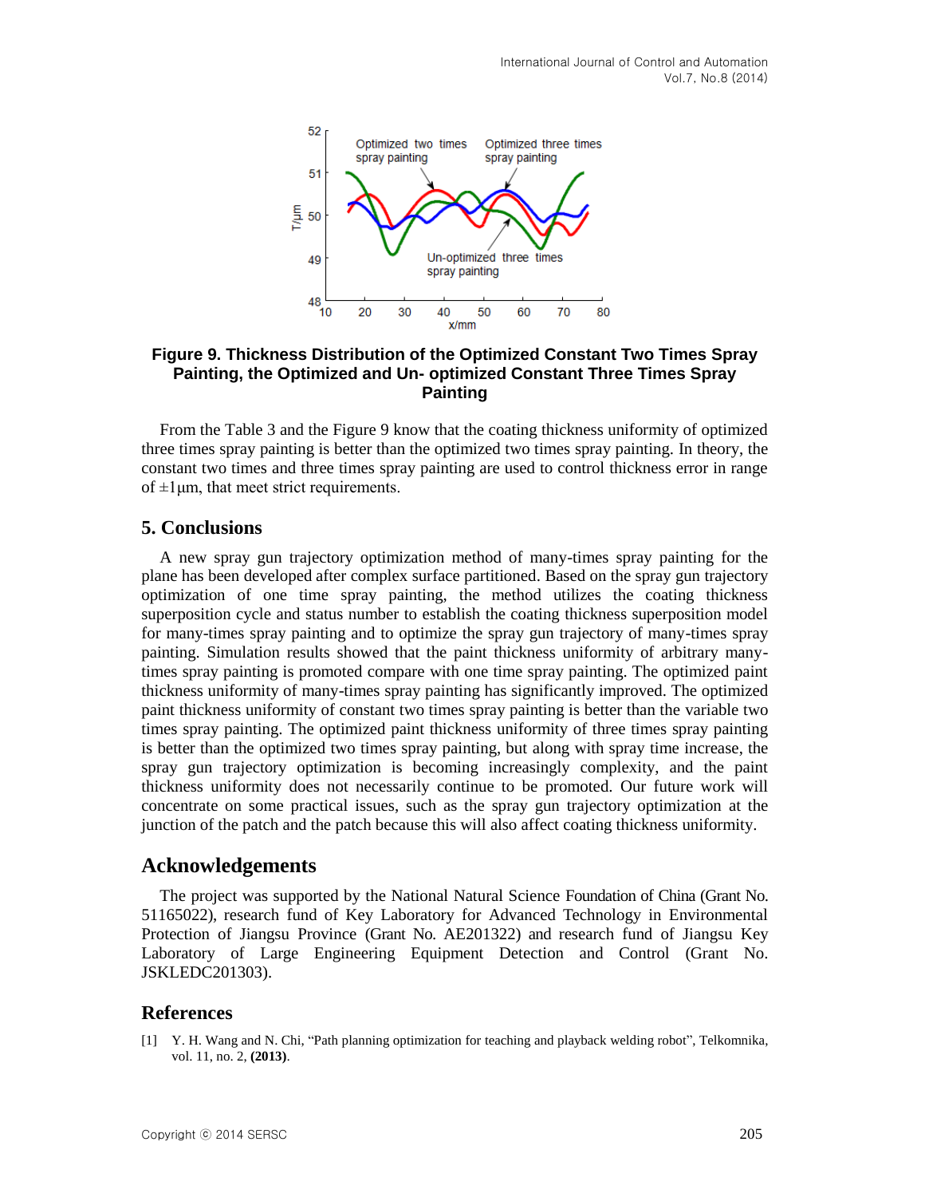**Figure 9. Thickness Distribution of the Optimized Constant Two Times Spray Painting, the Optimized and Un- optimized Constant Three Times Spray Painting**

From the Table 3 and the Figure 9 know that the coating thickness uniformity of optimized three times spray painting is better than the optimized two times spray painting. In theory, the constant two times and three times spray painting are used to control thickness error in range of ±1μm, that meet strict requirements.

## 5. Conclusions

A new spray gun trajectory optimization method of many-times spray painting for the plane has been developed after complex surface partitioned. Based on the spray gun trajectory optimization of one time spray painting, the method utilizes the coating thickness superposition cycle and status number to establish the coating thickness superposition model for many-times spray painting and to optimize the spray gun trajectory of many-times spray painting. Simulation results showed that the paint thickness uniformity of arbitrary many-times spray painting is promoted compare with one time spray painting. The optimized paint thickness uniformity of many-times spray painting has significantly improved. The optimized paint thickness uniformity of constant two times spray painting is better than the variable two times spray painting. The optimized paint thickness uniformity of three times spray painting is better than the optimized two times spray painting, but along with spray time increase, the spray gun trajectory optimization is becoming increasingly complexity, and the paint thickness uniformity does not necessarily continue to be promoted. Our future work will concentrate on some practical issues, such as the spray gun trajectory optimization at the junction of the patch and the patch because this will also affect coating thickness uniformity.

## Acknowledgements

The project was supported by the National Natural Science Foundation of China (Grant No. 51165022), research fund of Key Laboratory for Advanced Technology in Environmental Protection of Jiangsu Province (Grant No. AE201322) and research fund of Jiangsu Key Laboratory of Large Engineering Equipment Detection and Control (Grant No. JSKLEDC201303).

## References

[1] Y. H. Wang and N. Chi, "Path planning optimization for teaching and playback welding robot", Telkomnika, vol. 11, no. 2, **(2013)**.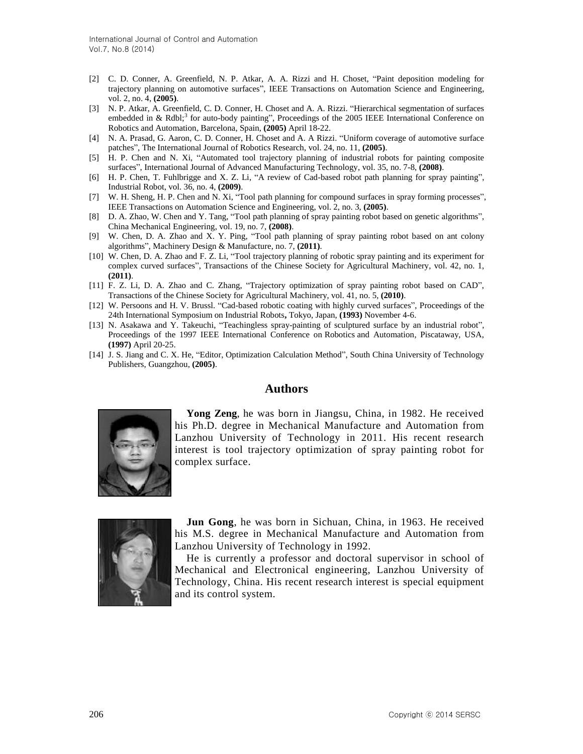[2] C. D. Conner, A. Greenfield, N. P. Atkar, A. A. Rizzi and H. Choset, "Paint deposition modeling for trajectory planning on automotive surfaces", IEEE Transactions on Automation Science and Engineering, vol. 2, no. 4, **(2005)**.

[3] N. P. Atkar, A. Greenfield, C. D. Conner, H. Choset and A. A. Rizzi. "Hierarchical segmentation of surfaces embedded in & Rdbl;[3] for auto-body painting", Proceedings of the 2005 IEEE International Conference on Robotics and Automation, Barcelona, Spain, **(2005)** April 18-22.

[4] N. A. Prasad, G. Aaron, C. D. Conner, H. Choset and A. A Rizzi. "Uniform coverage of automotive surface patches", The International Journal of Robotics Research, vol. 24, no. 11, **(2005)**.

[5] H. P. Chen and N. Xi, "Automated tool trajectory planning of industrial robots for painting composite surfaces", International Journal of Advanced Manufacturing Technology, vol. 35, no. 7-8, **(2008)**.

[6] H. P. Chen, T. Fuhlbrigge and X. Z. Li, "A review of Cad-based robot path planning for spray painting", Industrial Robot, vol. 36, no. 4, **(2009)**.

[7] W. H. Sheng, H. P. Chen and N. Xi, "Tool path planning for compound surfaces in spray forming processes", IEEE Transactions on Automation Science and Engineering, vol. 2, no. 3, **(2005)**.

[8] D. A. Zhao, W. Chen and Y. Tang, "Tool path planning of spray painting robot based on genetic algorithms", China Mechanical Engineering, vol. 19, no. 7, **(2008)**.

[9] W. Chen, D. A. Zhao and X. Y. Ping, "Tool path planning of spray painting robot based on ant colony algorithms", Machinery Design & Manufacture, no. 7, **(2011)**.

[10] W. Chen, D. A. Zhao and F. Z. Li, "Tool trajectory planning of robotic spray painting and its experiment for complex curved surfaces", Transactions of the Chinese Society for Agricultural Machinery, vol. 42, no. 1, **(2011)**.

[11] F. Z. Li, D. A. Zhao and C. Zhang, "Trajectory optimization of spray painting robot based on CAD", Transactions of the Chinese Society for Agricultural Machinery, vol. 41, no. 5, **(2010)**.

[12] W. Persoons and H. V. Brussl. "Cad-based robotic coating with highly curved surfaces", Proceedings of the 24th International Symposium on Industrial Robots**,** Tokyo, Japan, **(1993)** November 4-6.

[13] N. Asakawa and Y. Takeuchi, "Teachingless spray-painting of sculptured surface by an industrial robot", Proceedings of the 1997 IEEE International Conference on Robotics and Automation, Piscataway, USA, **(1997)** April 20-25.

[14] J. S. Jiang and C. X. He, "Editor, Optimization Calculation Method", South China University of Technology Publishers, Guangzhou, **(2005)**.

## Authors

**Yong Zeng**, he was born in Jiangsu, China, in 1982. He received his Ph.D. degree in Mechanical Manufacture and Automation from Lanzhou University of Technology in 2011. His recent research interest is tool trajectory optimization of spray painting robot for complex surface.

**Jun Gong**, he was born in Sichuan, China, in 1963. He received his M.S. degree in Mechanical Manufacture and Automation from Lanzhou University of Technology in 1992.

He is currently a professor and doctoral supervisor in school of Mechanical and Electronical engineering, Lanzhou University of Technology, China. His recent research interest is special equipment and its control system.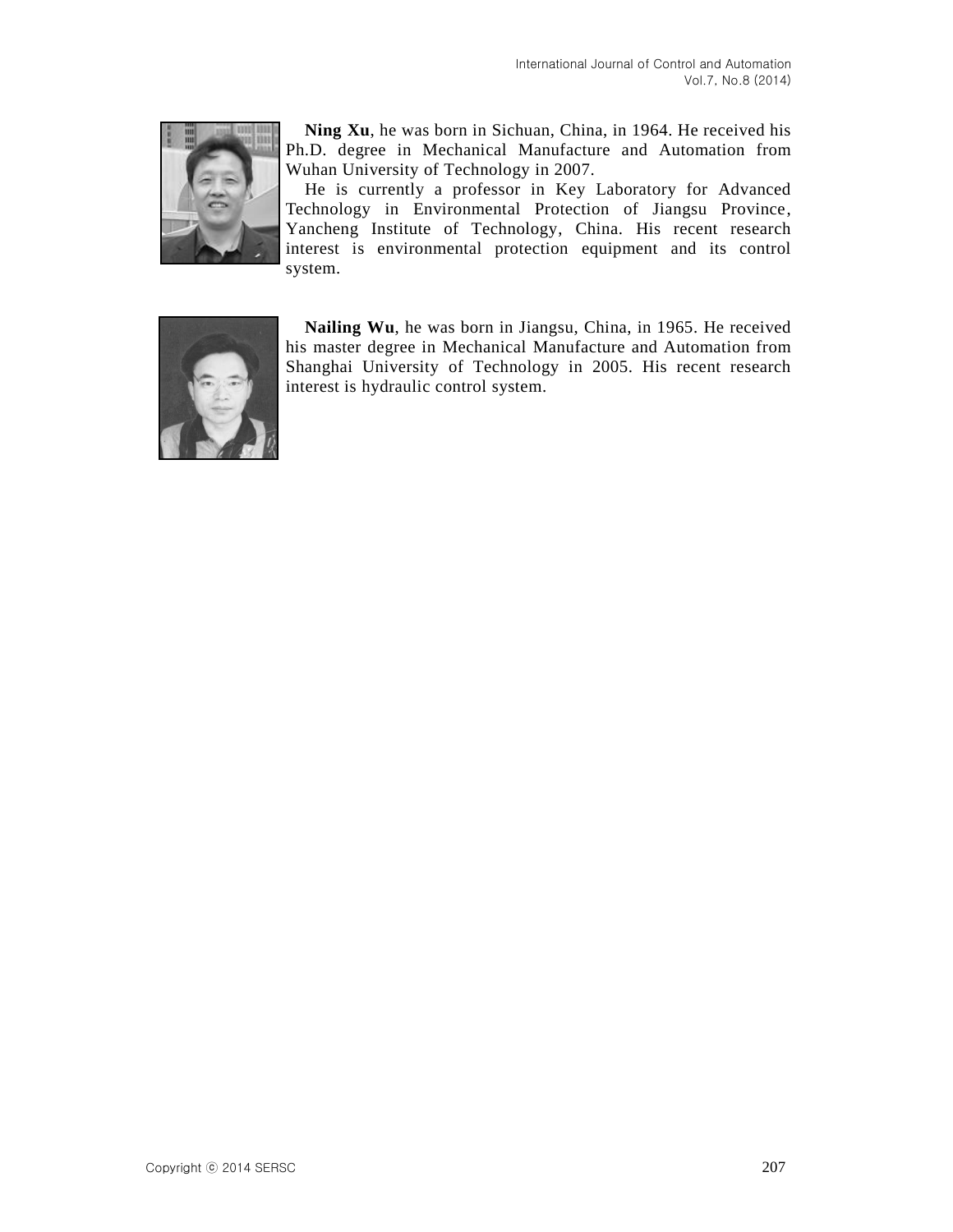**Ning Xu**, he was born in Sichuan, China, in 1964. He received his Ph.D. degree in Mechanical Manufacture and Automation from Wuhan University of Technology in 2007.

He is currently a professor in Key Laboratory for Advanced Technology in Environmental Protection of Jiangsu Province, Yancheng Institute of Technology, China. His recent research interest is environmental protection equipment and its control system.

**Nailing Wu**, he was born in Jiangsu, China, in 1965. He received his master degree in Mechanical Manufacture and Automation from Shanghai University of Technology in 2005. His recent research interest is hydraulic control system.